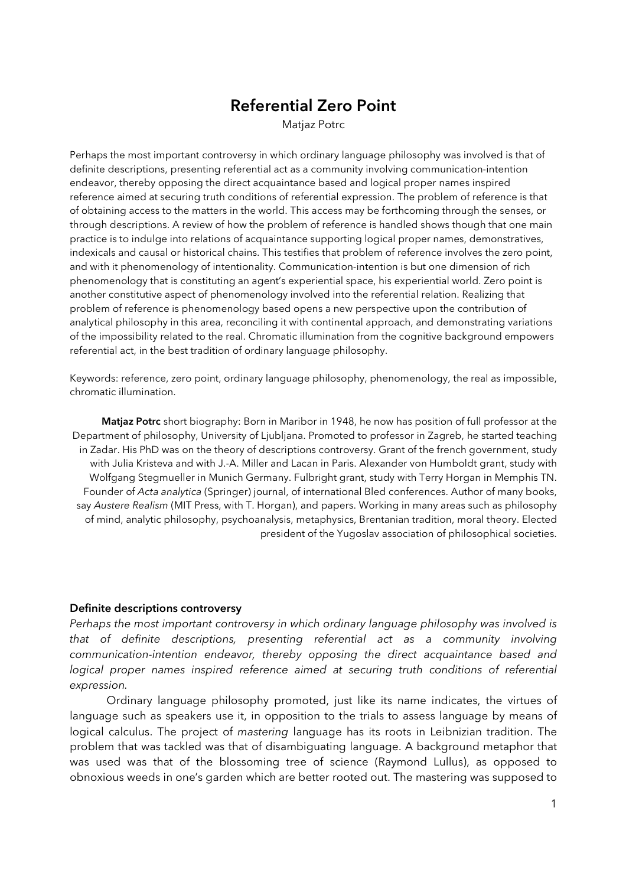# Referential Zero Point

Matjaz Potrc

Perhaps the most important controversy in which ordinary language philosophy was involved is that of definite descriptions, presenting referential act as a community involving communication-intention endeavor, thereby opposing the direct acquaintance based and logical proper names inspired reference aimed at securing truth conditions of referential expression. The problem of reference is that of obtaining access to the matters in the world. This access may be forthcoming through the senses, or through descriptions. A review of how the problem of reference is handled shows though that one main practice is to indulge into relations of acquaintance supporting logical proper names, demonstratives, indexicals and causal or historical chains. This testifies that problem of reference involves the zero point, and with it phenomenology of intentionality. Communication-intention is but one dimension of rich phenomenology that is constituting an agent's experiential space, his experiential world. Zero point is another constitutive aspect of phenomenology involved into the referential relation. Realizing that problem of reference is phenomenology based opens a new perspective upon the contribution of analytical philosophy in this area, reconciling it with continental approach, and demonstrating variations of the impossibility related to the real. Chromatic illumination from the cognitive background empowers referential act, in the best tradition of ordinary language philosophy.

Keywords: reference, zero point, ordinary language philosophy, phenomenology, the real as impossible, chromatic illumination.

**Matjaz Potrc** short biography: Born in Maribor in 1948, he now has position of full professor at the Department of philosophy, University of Ljubljana. Promoted to professor in Zagreb, he started teaching in Zadar. His PhD was on the theory of descriptions controversy. Grant of the french government, study with Julia Kristeva and with J.-A. Miller and Lacan in Paris. Alexander von Humboldt grant, study with Wolfgang Stegmueller in Munich Germany. Fulbright grant, study with Terry Horgan in Memphis TN. Founder of *Acta analytica* (Springer) journal, of international Bled conferences. Author of many books, say *Austere Realism* (MIT Press, with T. Horgan), and papers. Working in many areas such as philosophy of mind, analytic philosophy, psychoanalysis, metaphysics, Brentanian tradition, moral theory. Elected president of the Yugoslav association of philosophical societies.

### Definite descriptions controversy

*Perhaps the most important controversy in which ordinary language philosophy was involved is that of definite descriptions, presenting referential act as a community involving communication-intention endeavor, thereby opposing the direct acquaintance based and logical proper names inspired reference aimed at securing truth conditions of referential expression.*

Ordinary language philosophy promoted, just like its name indicates, the virtues of language such as speakers use it, in opposition to the trials to assess language by means of logical calculus. The project of *mastering* language has its roots in Leibnizian tradition. The problem that was tackled was that of disambiguating language. A background metaphor that was used was that of the blossoming tree of science (Raymond Lullus), as opposed to obnoxious weeds in one's garden which are better rooted out. The mastering was supposed to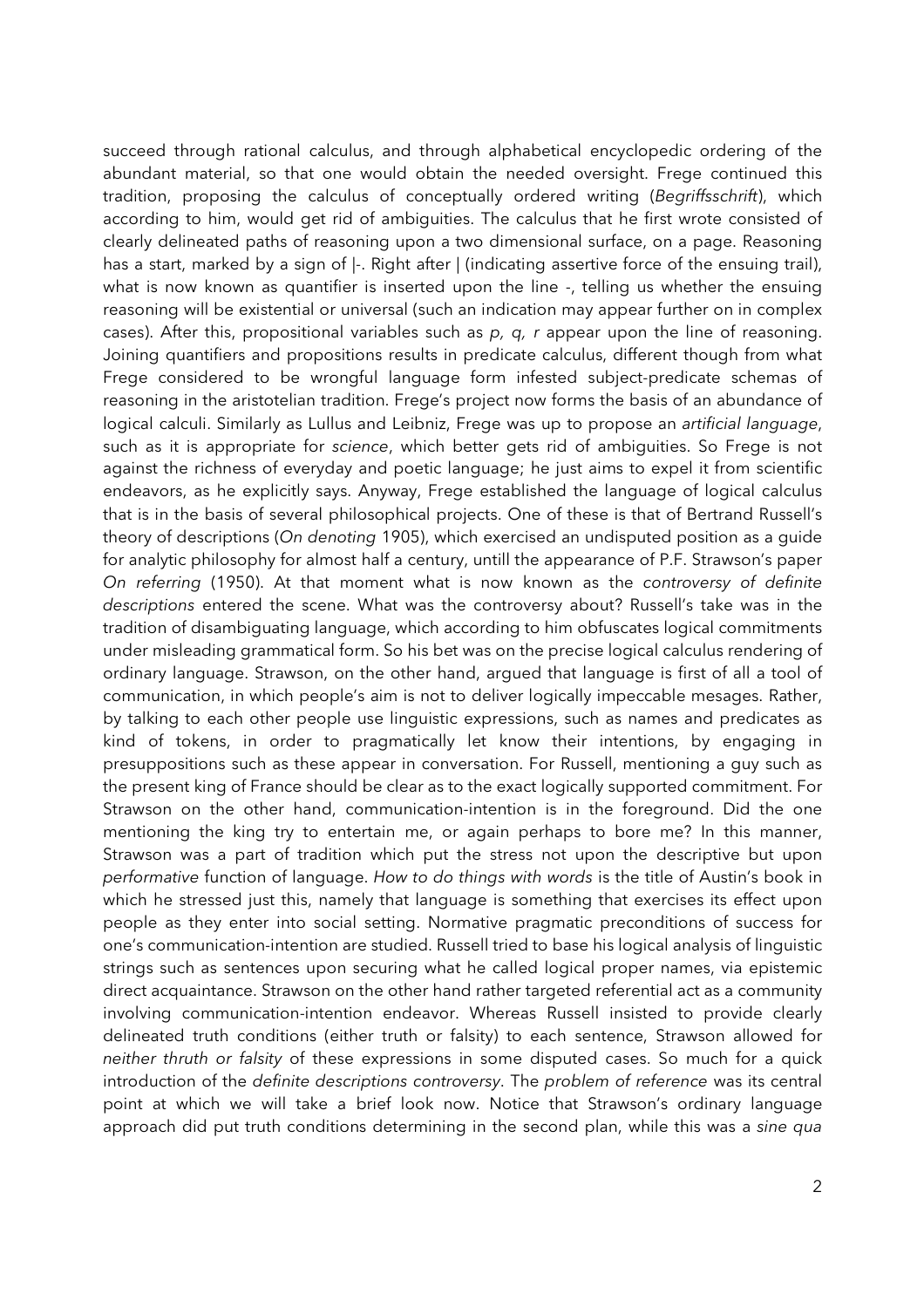succeed through rational calculus, and through alphabetical encyclopedic ordering of the abundant material, so that one would obtain the needed oversight. Frege continued this tradition, proposing the calculus of conceptually ordered writing (*Begriffsschrift*), which according to him, would get rid of ambiguities. The calculus that he first wrote consisted of clearly delineated paths of reasoning upon a two dimensional surface, on a page. Reasoning has a start, marked by a sign of |-. Right after | (indicating assertive force of the ensuing trail), what is now known as quantifier is inserted upon the line -, telling us whether the ensuing reasoning will be existential or universal (such an indication may appear further on in complex cases). After this, propositional variables such as *p, q, r* appear upon the line of reasoning. Joining quantifiers and propositions results in predicate calculus, different though from what Frege considered to be wrongful language form infested subject-predicate schemas of reasoning in the aristotelian tradition. Frege's project now forms the basis of an abundance of logical calculi. Similarly as Lullus and Leibniz, Frege was up to propose an *artificial language*, such as it is appropriate for *science*, which better gets rid of ambiguities. So Frege is not against the richness of everyday and poetic language; he just aims to expel it from scientific endeavors, as he explicitly says. Anyway, Frege established the language of logical calculus that is in the basis of several philosophical projects. One of these is that of Bertrand Russell's theory of descriptions (*On denoting* 1905), which exercised an undisputed position as a guide for analytic philosophy for almost half a century, untill the appearance of P.F. Strawson's paper *On referring* (1950). At that moment what is now known as the *controversy of definite descriptions* entered the scene. What was the controversy about? Russell's take was in the tradition of disambiguating language, which according to him obfuscates logical commitments under misleading grammatical form. So his bet was on the precise logical calculus rendering of ordinary language. Strawson, on the other hand, argued that language is first of all a tool of communication, in which people's aim is not to deliver logically impeccable mesages. Rather, by talking to each other people use linguistic expressions, such as names and predicates as kind of tokens, in order to pragmatically let know their intentions, by engaging in presuppositions such as these appear in conversation. For Russell, mentioning a guy such as the present king of France should be clear as to the exact logically supported commitment. For Strawson on the other hand, communication-intention is in the foreground. Did the one mentioning the king try to entertain me, or again perhaps to bore me? In this manner, Strawson was a part of tradition which put the stress not upon the descriptive but upon *performative* function of language. *How to do things with words* is the title of Austin's book in which he stressed just this, namely that language is something that exercises its effect upon people as they enter into social setting. Normative pragmatic preconditions of success for one's communication-intention are studied. Russell tried to base his logical analysis of linguistic strings such as sentences upon securing what he called logical proper names, via epistemic direct acquaintance. Strawson on the other hand rather targeted referential act as a community involving communication-intention endeavor. Whereas Russell insisted to provide clearly delineated truth conditions (either truth or falsity) to each sentence, Strawson allowed for *neither thruth or falsity* of these expressions in some disputed cases. So much for a quick introduction of the *definite descriptions controversy*. The *problem of reference* was its central point at which we will take a brief look now. Notice that Strawson's ordinary language approach did put truth conditions determining in the second plan, while this was a *sine qua*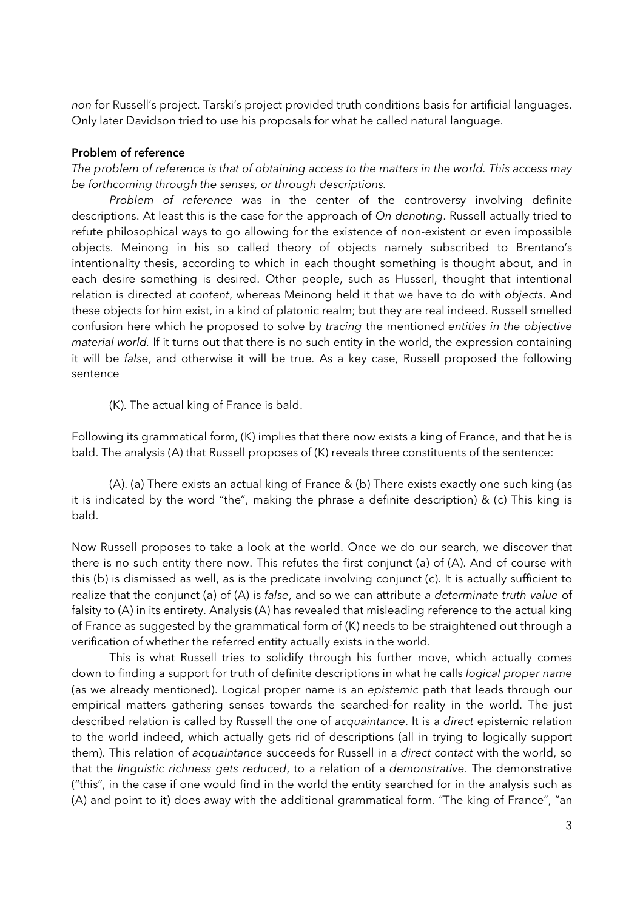*non* for Russell's project. Tarski's project provided truth conditions basis for artificial languages. Only later Davidson tried to use his proposals for what he called natural language.

**Problem of reference**

*The problem of reference is that of obtaining access to the matters in the world. This access may be forthcoming through the senses, or through descriptions.*

*Problem of reference* was in the center of the controversy involving definite descriptions. At least this is the case for the approach of *On denoting*. Russell actually tried to refute philosophical ways to go allowing for the existence of non-existent or even impossible objects. Meinong in his so called theory of objects namely subscribed to Brentano's intentionality thesis, according to which in each thought something is thought about, and in each desire something is desired. Other people, such as Husserl, thought that intentional relation is directed at *content*, whereas Meinong held it that we have to do with *objects*. And these objects for him exist, in a kind of platonic realm; but they are real indeed. Russell smelled confusion here which he proposed to solve by *tracing* the mentioned *entities in the objective material world.* If it turns out that there is no such entity in the world, the expression containing it will be *false*, and otherwise it will be true. As a key case, Russell proposed the following sentence

(K). The actual king of France is bald.

Following its grammatical form, (K) implies that there now exists a king of France, and that he is bald. The analysis (A) that Russell proposes of (K) reveals three constituents of the sentence:

(A). (a) There exists an actual king of France & (b) There exists exactly one such king (as it is indicated by the word "the", making the phrase a definite description) & (c) This king is bald.

Now Russell proposes to take a look at the world. Once we do our search, we discover that there is no such entity there now. This refutes the first conjunct (a) of (A). And of course with this (b) is dismissed as well, as is the predicate involving conjunct (c). It is actually sufficient to realize that the conjunct (a) of (A) is *false*, and so we can attribute *a determinate truth value* of falsity to (A) in its entirety. Analysis (A) has revealed that misleading reference to the actual king of France as suggested by the grammatical form of (K) needs to be straightened out through a verification of whether the referred entity actually exists in the world.

This is what Russell tries to solidify through his further move, which actually comes down to finding a support for truth of definite descriptions in what he calls *logical proper name* (as we already mentioned). Logical proper name is an *epistemic* path that leads through our empirical matters gathering senses towards the searched-for reality in the world. The just described relation is called by Russell the one of *acquaintance*. It is a *direct* epistemic relation to the world indeed, which actually gets rid of descriptions (all in trying to logically support them). This relation of *acquaintance* succeeds for Russell in a *direct contact* with the world, so that the *linguistic richness gets reduced*, to a relation of a *demonstrative*. The demonstrative ("this", in the case if one would find in the world the entity searched for in the analysis such as (A) and point to it) does away with the additional grammatical form. "The king of France", "an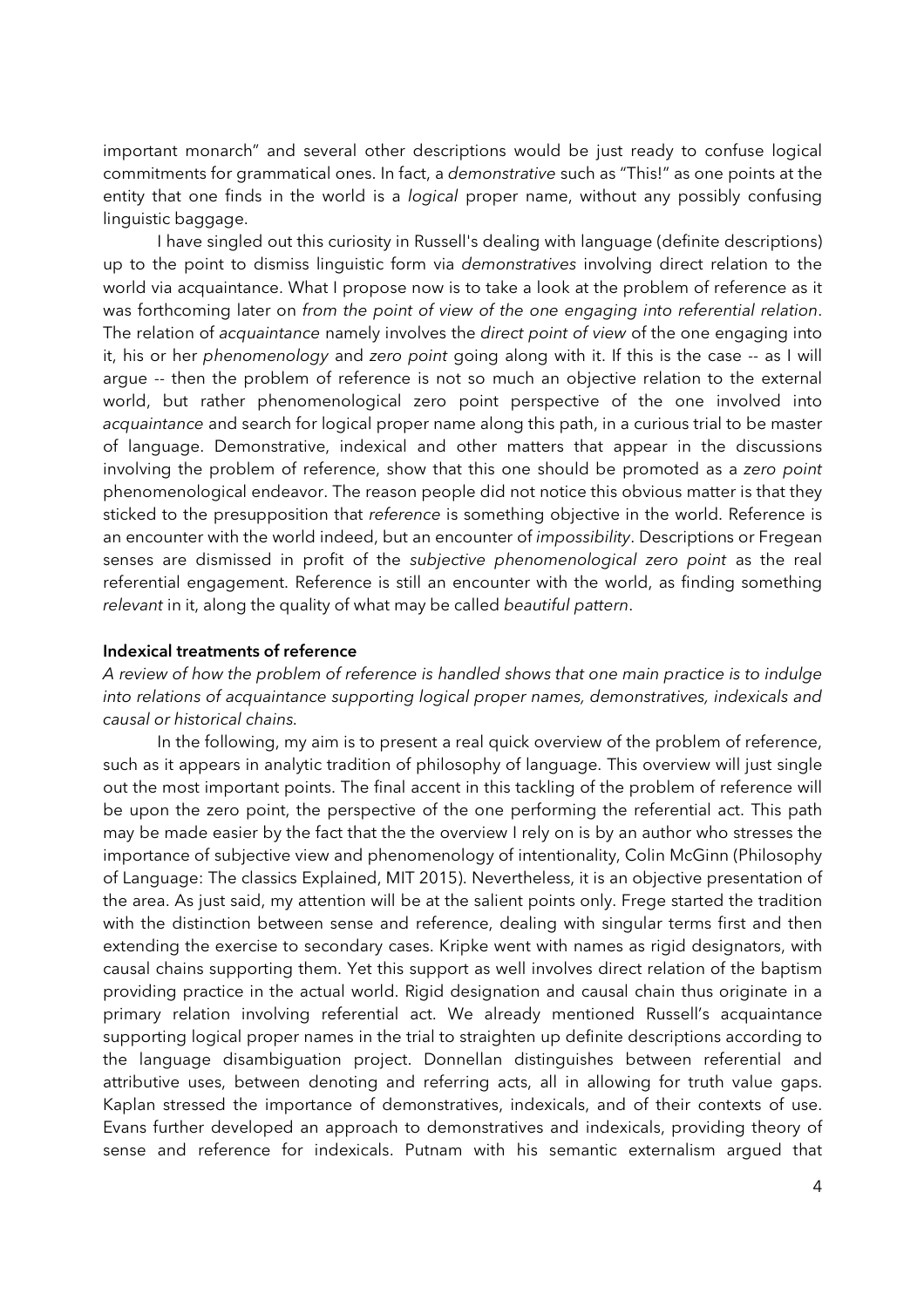important monarch" and several other descriptions would be just ready to confuse logical commitments for grammatical ones. In fact, a *demonstrative* such as "This!" as one points at the entity that one finds in the world is a *logical* proper name, without any possibly confusing linguistic baggage.

I have singled out this curiosity in Russell's dealing with language (definite descriptions) up to the point to dismiss linguistic form via *demonstratives* involving direct relation to the world via acquaintance. What I propose now is to take a look at the problem of reference as it was forthcoming later on *from the point of view of the one engaging into referential relation*. The relation of *acquaintance* namely involves the *direct point of view* of the one engaging into it, his or her *phenomenology* and *zero point* going along with it. If this is the case -- as I will argue -- then the problem of reference is not so much an objective relation to the external world, but rather phenomenological zero point perspective of the one involved into *acquaintance* and search for logical proper name along this path, in a curious trial to be master of language. Demonstrative, indexical and other matters that appear in the discussions involving the problem of reference, show that this one should be promoted as a *zero point* phenomenological endeavor. The reason people did not notice this obvious matter is that they sticked to the presupposition that *reference* is something objective in the world. Reference is an encounter with the world indeed, but an encounter of *impossibility*. Descriptions or Fregean senses are dismissed in profit of the *subjective phenomenological zero point* as the real referential engagement. Reference is still an encounter with the world, as finding something *relevant* in it, along the quality of what may be called *beautiful pattern*.

### Indexical treatments of reference

*A review of how the problem of reference is handled shows that one main practice is to indulge into relations of acquaintance supporting logical proper names, demonstratives, indexicals and causal or historical chains.*

In the following, my aim is to present a real quick overview of the problem of reference, such as it appears in analytic tradition of philosophy of language. This overview will just single out the most important points. The final accent in this tackling of the problem of reference will be upon the zero point, the perspective of the one performing the referential act. This path may be made easier by the fact that the the overview I rely on is by an author who stresses the importance of subjective view and phenomenology of intentionality, Colin McGinn (Philosophy of Language: The classics Explained, MIT 2015). Nevertheless, it is an objective presentation of the area. As just said, my attention will be at the salient points only. Frege started the tradition with the distinction between sense and reference, dealing with singular terms first and then extending the exercise to secondary cases. Kripke went with names as rigid designators, with causal chains supporting them. Yet this support as well involves direct relation of the baptism providing practice in the actual world. Rigid designation and causal chain thus originate in a primary relation involving referential act. We already mentioned Russell's acquaintance supporting logical proper names in the trial to straighten up definite descriptions according to the language disambiguation project. Donnellan distinguishes between referential and attributive uses, between denoting and referring acts, all in allowing for truth value gaps. Kaplan stressed the importance of demonstratives, indexicals, and of their contexts of use. Evans further developed an approach to demonstratives and indexicals, providing theory of sense and reference for indexicals. Putnam with his semantic externalism argued that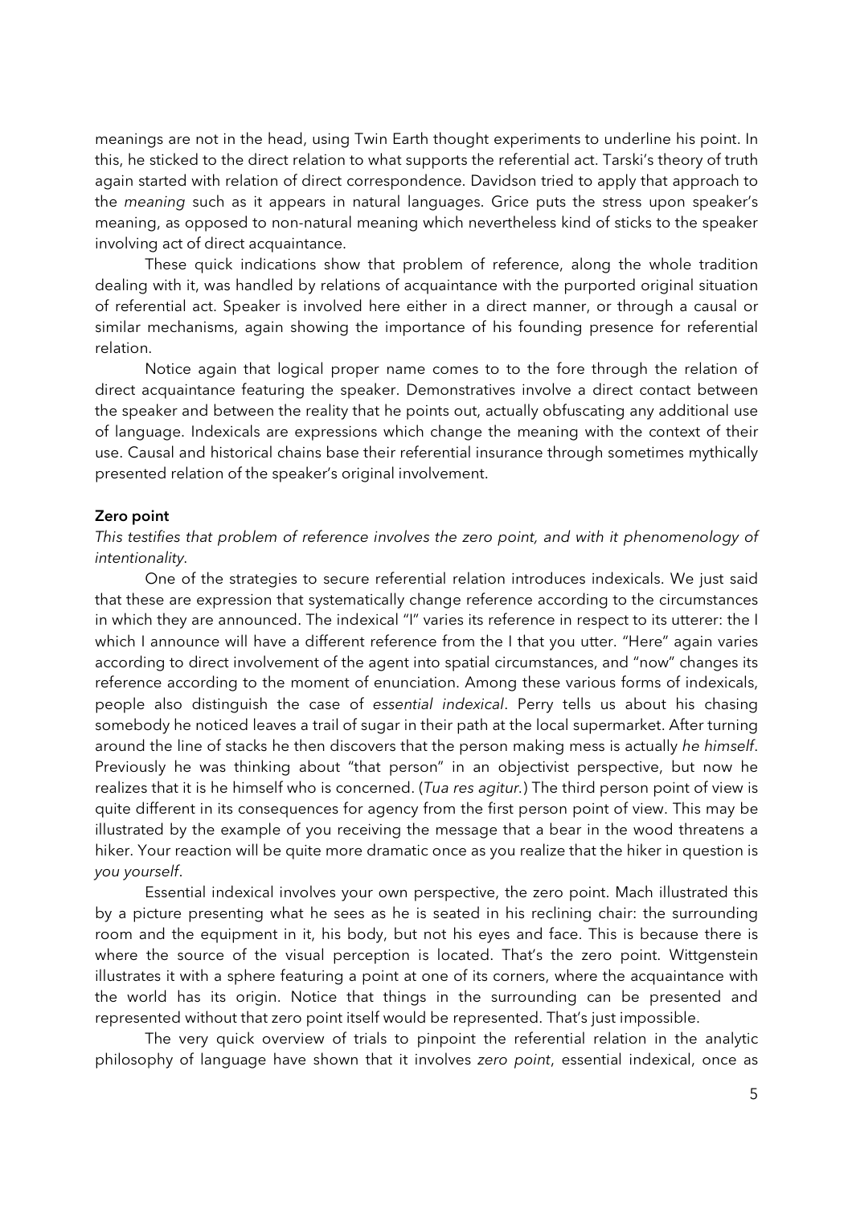meanings are not in the head, using Twin Earth thought experiments to underline his point. In this, he sticked to the direct relation to what supports the referential act. Tarski's theory of truth again started with relation of direct correspondence. Davidson tried to apply that approach to the *meaning* such as it appears in natural languages. Grice puts the stress upon speaker's meaning, as opposed to non-natural meaning which nevertheless kind of sticks to the speaker involving act of direct acquaintance.

These quick indications show that problem of reference, along the whole tradition dealing with it, was handled by relations of acquaintance with the purported original situation of referential act. Speaker is involved here either in a direct manner, or through a causal or similar mechanisms, again showing the importance of his founding presence for referential relation.

Notice again that logical proper name comes to to the fore through the relation of direct acquaintance featuring the speaker. Demonstratives involve a direct contact between the speaker and between the reality that he points out, actually obfuscating any additional use of language. Indexicals are expressions which change the meaning with the context of their use. Causal and historical chains base their referential insurance through sometimes mythically presented relation of the speaker's original involvement.

**Zero point**

*This testifies that problem of reference involves the zero point, and with it phenomenology of intentionality.*

One of the strategies to secure referential relation introduces indexicals. We just said that these are expression that systematically change reference according to the circumstances in which they are announced. The indexical "I" varies its reference in respect to its utterer: the I which I announce will have a different reference from the I that you utter. "Here" again varies according to direct involvement of the agent into spatial circumstances, and "now" changes its reference according to the moment of enunciation. Among these various forms of indexicals, people also distinguish the case of *essential indexical*. Perry tells us about his chasing somebody he noticed leaves a trail of sugar in their path at the local supermarket. After turning around the line of stacks he then discovers that the person making mess is actually *he himself*. Previously he was thinking about "that person" in an objectivist perspective, but now he realizes that it is he himself who is concerned. (*Tua res agitur.*) The third person point of view is quite different in its consequences for agency from the first person point of view. This may be illustrated by the example of you receiving the message that a bear in the wood threatens a hiker. Your reaction will be quite more dramatic once as you realize that the hiker in question is *you yourself*.

Essential indexical involves your own perspective, the zero point. Mach illustrated this by a picture presenting what he sees as he is seated in his reclining chair: the surrounding room and the equipment in it, his body, but not his eyes and face. This is because there is where the source of the visual perception is located. That's the zero point. Wittgenstein illustrates it with a sphere featuring a point at one of its corners, where the acquaintance with the world has its origin. Notice that things in the surrounding can be presented and represented without that zero point itself would be represented. That's just impossible.

The very quick overview of trials to pinpoint the referential relation in the analytic philosophy of language have shown that it involves *zero point*, essential indexical, once as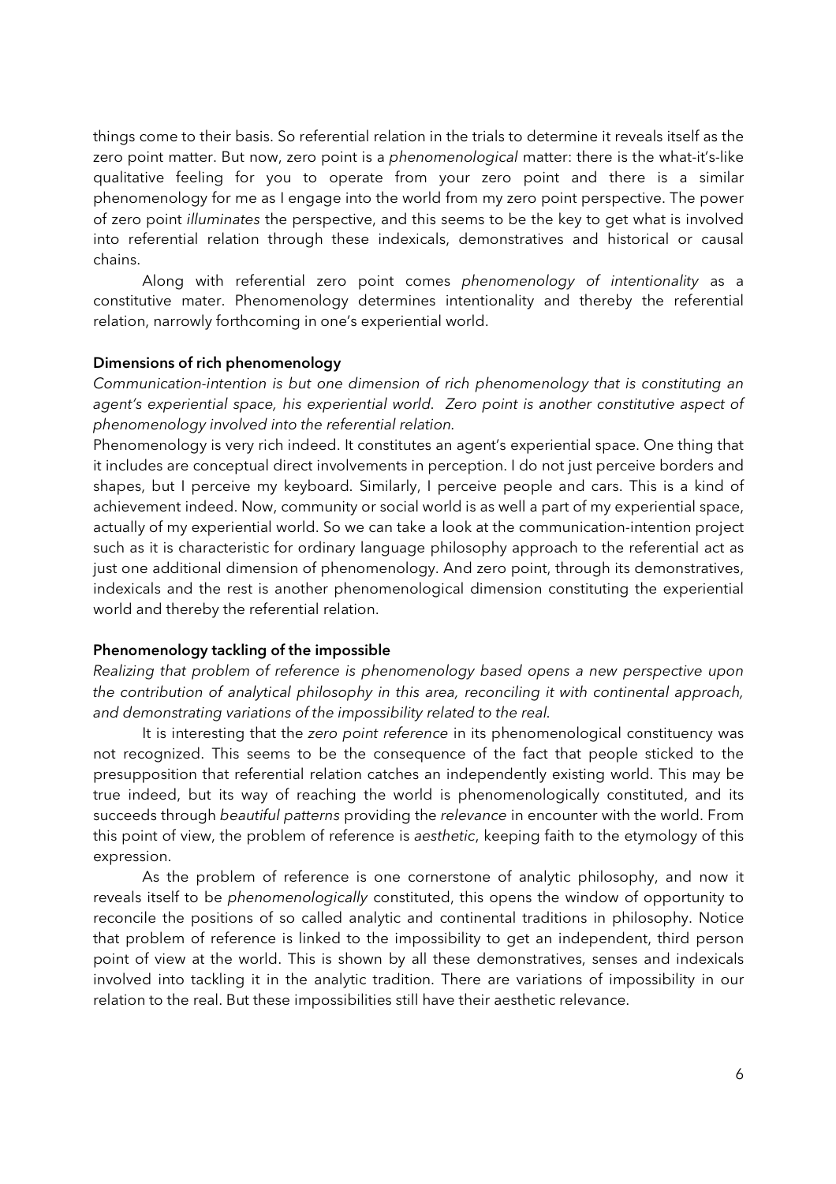things come to their basis. So referential relation in the trials to determine it reveals itself as the zero point matter. But now, zero point is a *phenomenological* matter: there is the what-it's-like qualitative feeling for you to operate from your zero point and there is a similar phenomenology for me as I engage into the world from my zero point perspective. The power of zero point *illuminates* the perspective, and this seems to be the key to get what is involved into referential relation through these indexicals, demonstratives and historical or causal chains.

Along with referential zero point comes *phenomenology of intentionality* as a constitutive mater. Phenomenology determines intentionality and thereby the referential relation, narrowly forthcoming in one's experiential world.

**Dimensions of rich phenomenology**

*Communication-intention is but one dimension of rich phenomenology that is constituting an agent's experiential space, his experiential world. Zero point is another constitutive aspect of phenomenology involved into the referential relation.*

Phenomenology is very rich indeed. It constitutes an agent's experiential space. One thing that it includes are conceptual direct involvements in perception. I do not just perceive borders and shapes, but I perceive my keyboard. Similarly, I perceive people and cars. This is a kind of achievement indeed. Now, community or social world is as well a part of my experiential space, actually of my experiential world. So we can take a look at the communication-intention project such as it is characteristic for ordinary language philosophy approach to the referential act as just one additional dimension of phenomenology. And zero point, through its demonstratives, indexicals and the rest is another phenomenological dimension constituting the experiential world and thereby the referential relation.

**Phenomenology tackling of the impossible**

*Realizing that problem of reference is phenomenology based opens a new perspective upon the contribution of analytical philosophy in this area, reconciling it with continental approach, and demonstrating variations of the impossibility related to the real.*

It is interesting that the *zero point reference* in its phenomenological constituency was not recognized. This seems to be the consequence of the fact that people sticked to the presupposition that referential relation catches an independently existing world. This may be true indeed, but its way of reaching the world is phenomenologically constituted, and its succeeds through *beautiful patterns* providing the *relevance* in encounter with the world. From this point of view, the problem of reference is *aesthetic*, keeping faith to the etymology of this expression.

As the problem of reference is one cornerstone of analytic philosophy, and now it reveals itself to be *phenomenologically* constituted, this opens the window of opportunity to reconcile the positions of so called analytic and continental traditions in philosophy. Notice that problem of reference is linked to the impossibility to get an independent, third person point of view at the world. This is shown by all these demonstratives, senses and indexicals involved into tackling it in the analytic tradition. There are variations of impossibility in our relation to the real. But these impossibilities still have their aesthetic relevance.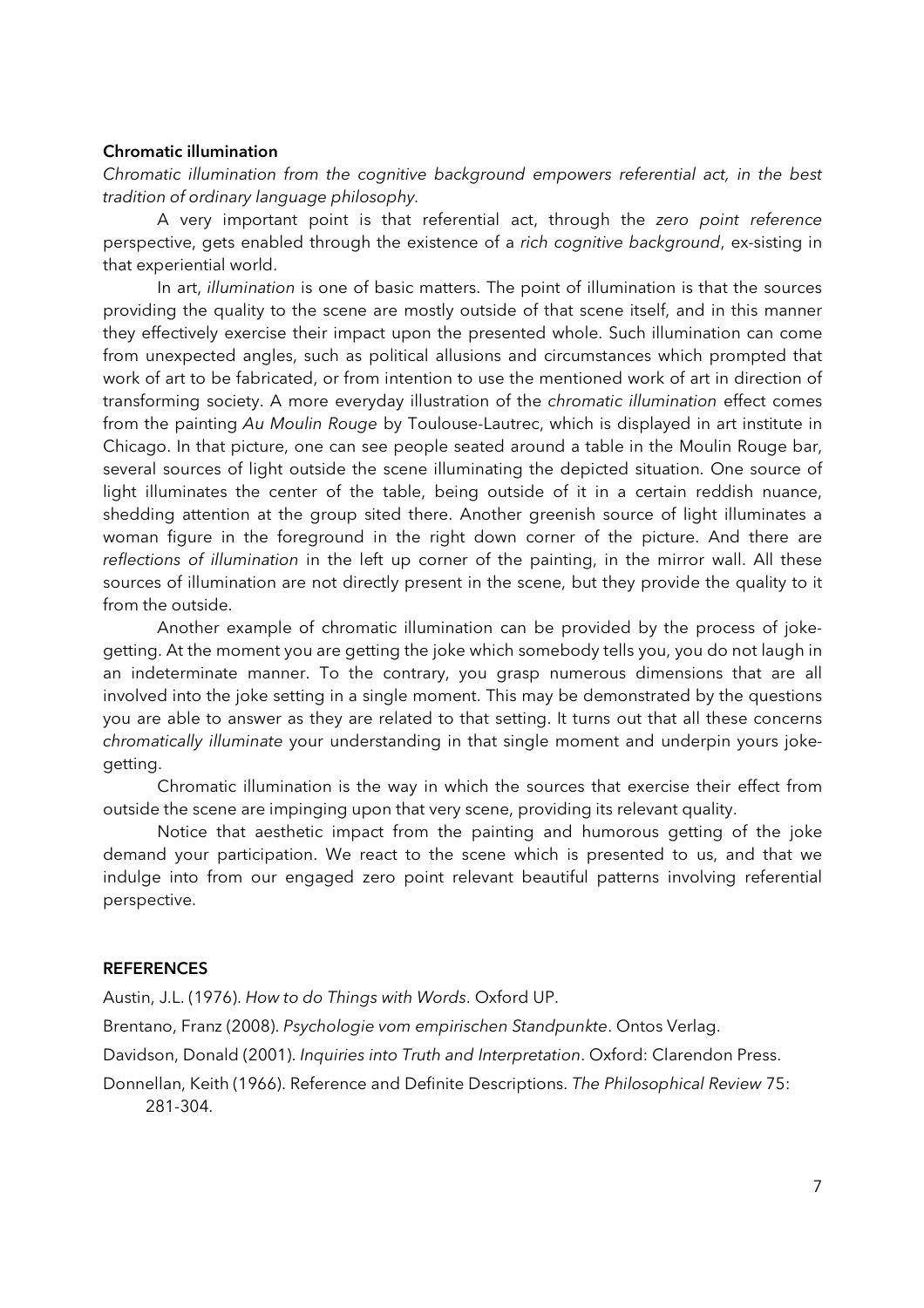**Chromatic illumination**

*Chromatic illumination from the cognitive background empowers referential act, in the best tradition of ordinary language philosophy.*

A very important point is that referential act, through the *zero point reference* perspective, gets enabled through the existence of a *rich cognitive background*, ex-sisting in that experiential world.

In art, *illumination* is one of basic matters. The point of illumination is that the sources providing the quality to the scene are mostly outside of that scene itself, and in this manner they effectively exercise their impact upon the presented whole. Such illumination can come from unexpected angles, such as political allusions and circumstances which prompted that work of art to be fabricated, or from intention to use the mentioned work of art in direction of transforming society. A more everyday illustration of the *chromatic illumination* effect comes from the painting *Au Moulin Rouge* by Toulouse-Lautrec, which is displayed in art institute in Chicago. In that picture, one can see people seated around a table in the Moulin Rouge bar, several sources of light outside the scene illuminating the depicted situation. One source of light illuminates the center of the table, being outside of it in a certain reddish nuance, shedding attention at the group sited there. Another greenish source of light illuminates a woman figure in the foreground in the right down corner of the picture. And there are *reflections of illumination* in the left up corner of the painting, in the mirror wall. All these sources of illumination are not directly present in the scene, but they provide the quality to it from the outside.

Another example of chromatic illumination can be provided by the process of joke-getting. At the moment you are getting the joke which somebody tells you, you do not laugh in an indeterminate manner. To the contrary, you grasp numerous dimensions that are all involved into the joke setting in a single moment. This may be demonstrated by the questions you are able to answer as they are related to that setting. It turns out that all these concerns *chromatically illuminate* your understanding in that single moment and underpin yours joke-getting.

Chromatic illumination is the way in which the sources that exercise their effect from outside the scene are impinging upon that very scene, providing its relevant quality.

Notice that aesthetic impact from the painting and humorous getting of the joke demand your participation. We react to the scene which is presented to us, and that we indulge into from our engaged zero point relevant beautiful patterns involving referential perspective.

## REFERENCES

Austin, J.L. (1976). *How to do Things with Words*. Oxford UP.

Brentano, Franz (2008). *Psychologie vom empirischen Standpunkte*. Ontos Verlag.

Davidson, Donald (2001). *Inquiries into Truth and Interpretation*. Oxford: Clarendon Press.

Donnellan, Keith (1966). Reference and Definite Descriptions. *The Philosophical Review* 75: 281-304.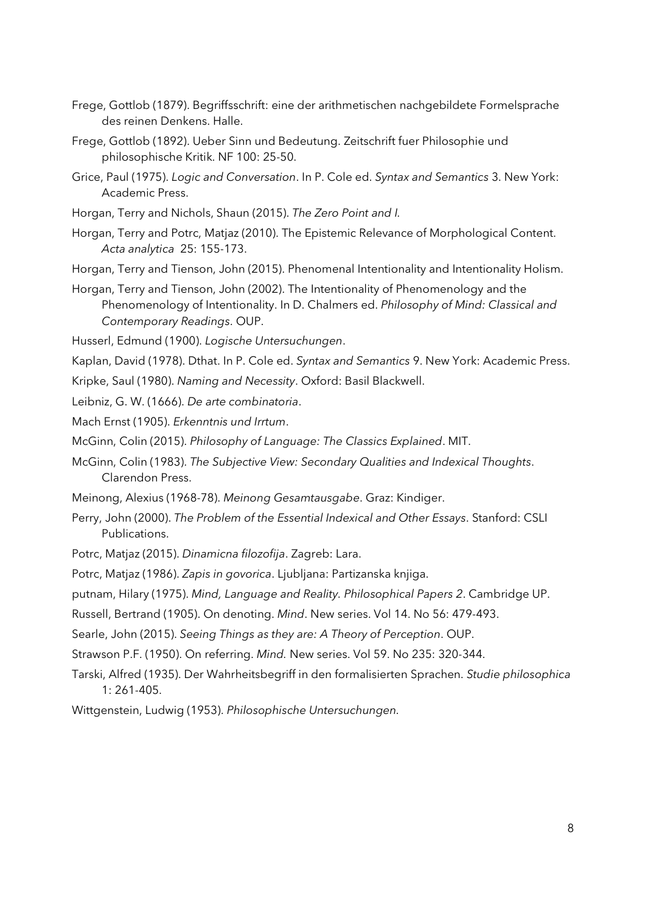Frege, Gottlob (1879). Begriffsschrift: eine der arithmetischen nachgebildete Formelsprache des reinen Denkens. Halle.

Frege, Gottlob (1892). Ueber Sinn und Bedeutung. Zeitschrift fuer Philosophie und philosophische Kritik. NF 100: 25-50.

Grice, Paul (1975). *Logic and Conversation*. In P. Cole ed. *Syntax and Semantics* 3. New York: Academic Press.

Horgan, Terry and Nichols, Shaun (2015). *The Zero Point and I.*

Horgan, Terry and Potrc, Matjaz (2010). The Epistemic Relevance of Morphological Content. *Acta analytica* 25: 155-173.

Horgan, Terry and Tienson, John (2015). Phenomenal Intentionality and Intentionality Holism.

Horgan, Terry and Tienson, John (2002). The Intentionality of Phenomenology and the Phenomenology of Intentionality. In D. Chalmers ed. *Philosophy of Mind: Classical and Contemporary Readings*. OUP.

Husserl, Edmund (1900). *Logische Untersuchungen*.

Kaplan, David (1978). Dthat. In P. Cole ed. *Syntax and Semantics* 9. New York: Academic Press.

Kripke, Saul (1980). *Naming and Necessity*. Oxford: Basil Blackwell.

Leibniz, G. W. (1666). *De arte combinatoria*.

Mach Ernst (1905). *Erkenntnis und Irrtum*.

McGinn, Colin (2015). *Philosophy of Language: The Classics Explained*. MIT.

McGinn, Colin (1983). *The Subjective View: Secondary Qualities and Indexical Thoughts*. Clarendon Press.

Meinong, Alexius (1968-78). *Meinong Gesamtausgabe*. Graz: Kindiger.

Perry, John (2000). *The Problem of the Essential Indexical and Other Essays*. Stanford: CSLI Publications.

Potrc, Matjaz (2015). *Dinamicna filozofija*. Zagreb: Lara.

Potrc, Matjaz (1986). *Zapis in govorica*. Ljubljana: Partizanska knjiga.

putnam, Hilary (1975). *Mind, Language and Reality. Philosophical Papers 2*. Cambridge UP.

Russell, Bertrand (1905). On denoting. *Mind*. New series. Vol 14. No 56: 479-493.

Searle, John (2015). *Seeing Things as they are: A Theory of Perception*. OUP.

Strawson P.F. (1950). On referring. *Mind.* New series. Vol 59. No 235: 320-344.

Tarski, Alfred (1935). Der Wahrheitsbegriff in den formalisierten Sprachen. *Studie philosophica* 1: 261-405.

Wittgenstein, Ludwig (1953). *Philosophische Untersuchungen*.